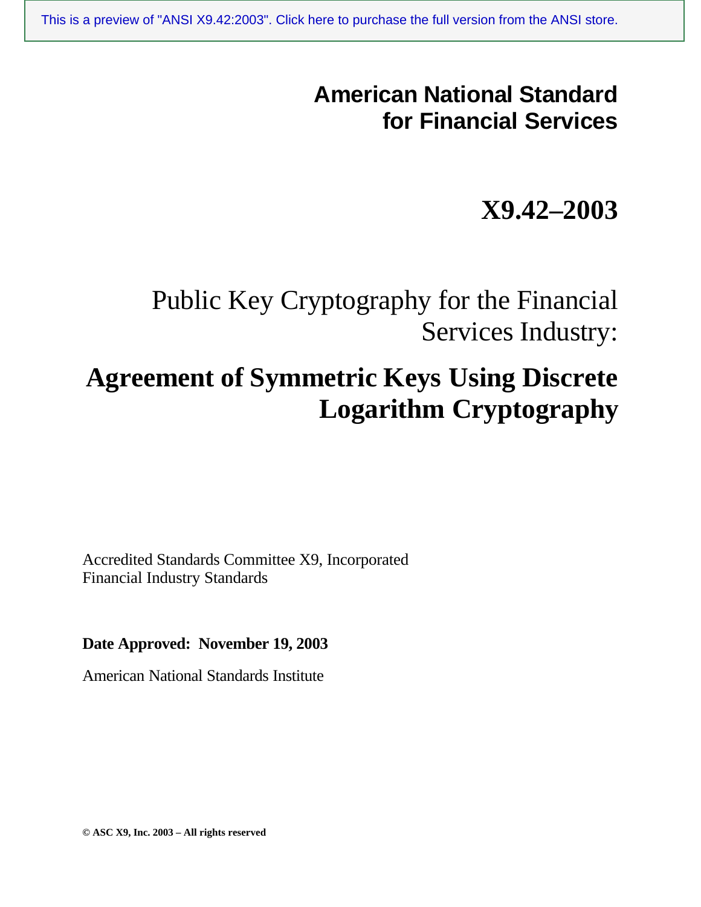This is a preview of "ANSI X9.42:2003". Click here to purchase the full version from the ANSI store.

# American National Standard for Financial Services

# X9.42–2003

Public Key Cryptography for the Financial Services Industry:

# Agreement of Symmetric Keys Using Discrete Logarithm Cryptography

Accredited Standards Committee X9, Incorporated
Financial Industry Standards

**Date Approved: November 19, 2003**

American National Standards Institute

**© ASC X9, Inc. 2003 – All rights reserved**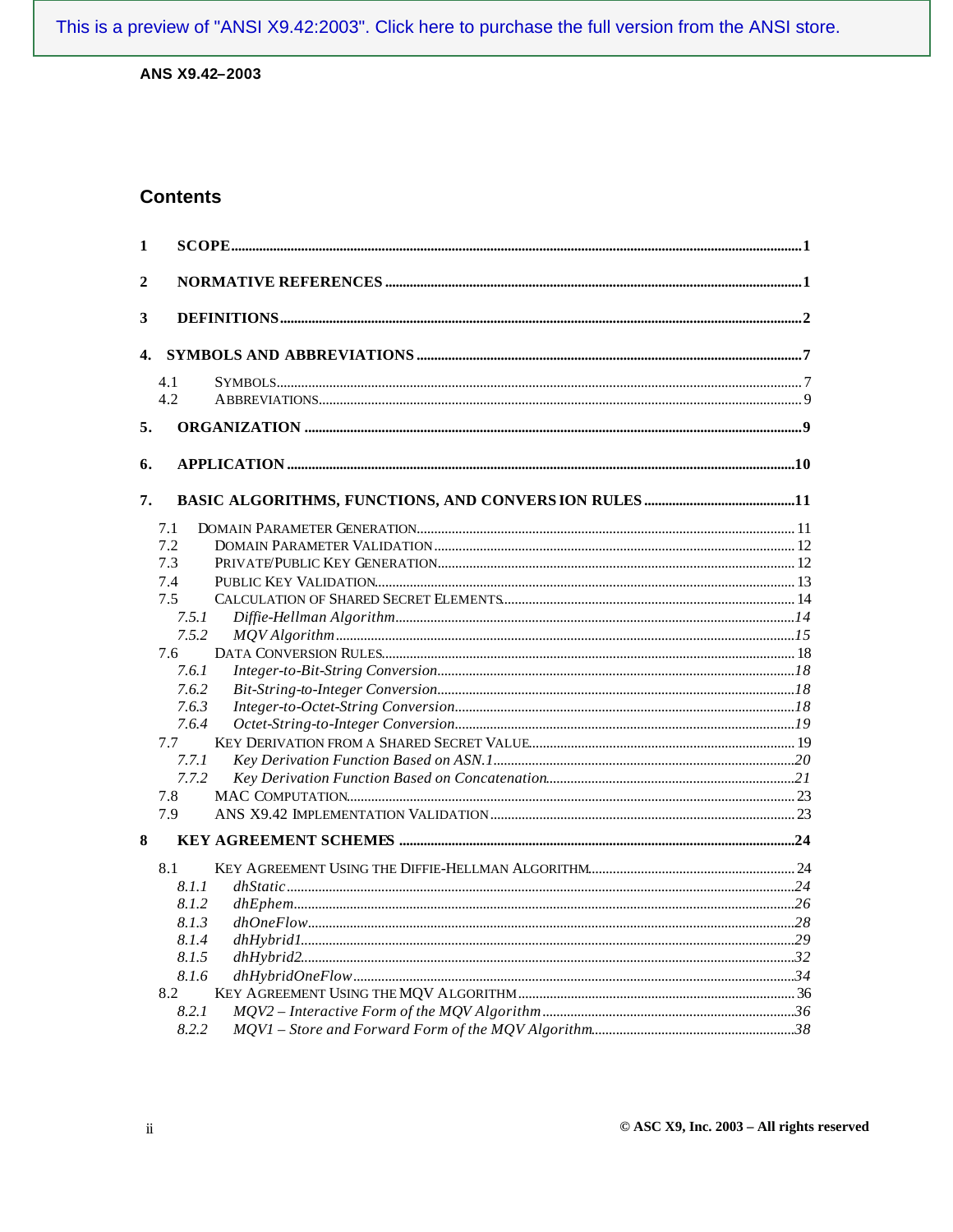## Contents

1 SCOPE ........ 1

2 NORMATIVE REFERENCES ........ 1

3 DEFINITIONS ........ 2

4. SYMBOLS AND ABBREVIATIONS ........ 7

- 4.1 SYMBOLS ........ 7
- 4.2 ABBREVIATIONS ........ 9

5. ORGANIZATION ........ 9

6. APPLICATION ........ 10

7. BASIC ALGORITHMS, FUNCTIONS, AND CONVERSION RULES ........ 11

- 7.1 DOMAIN PARAMETER GENERATION ........ 11
- 7.2 DOMAIN PARAMETER VALIDATION ........ 12
- 7.3 PRIVATE/PUBLIC KEY GENERATION ........ 12
- 7.4 PUBLIC KEY VALIDATION ........ 13
- 7.5 CALCULATION OF SHARED SECRET ELEMENTS ........ 14
  - *7.5.1 Diffie-Hellman Algorithm ........ 14*
  - *7.5.2 MQV Algorithm ........ 15*
- 7.6 DATA CONVERSION RULES ........ 18
  - *7.6.1 Integer-to-Bit-String Conversion ........ 18*
  - *7.6.2 Bit-String-to-Integer Conversion ........ 18*
  - *7.6.3 Integer-to-Octet-String Conversion ........ 18*
  - *7.6.4 Octet-String-to-Integer Conversion ........ 19*
- 7.7 KEY DERIVATION FROM A SHARED SECRET VALUE ........ 19
  - *7.7.1 Key Derivation Function Based on ASN.1 ........ 20*
  - *7.7.2 Key Derivation Function Based on Concatenation ........ 21*
- 7.8 MAC COMPUTATION ........ 23
- 7.9 ANS X9.42 IMPLEMENTATION VALIDATION ........ 23

8 KEY AGREEMENT SCHEMES ........ 24

- 8.1 KEY AGREEMENT USING THE DIFFIE-HELLMAN ALGORITHM ........ 24
  - *8.1.1 dhStatic ........ 24*
  - *8.1.2 dhEphem ........ 26*
  - *8.1.3 dhOneFlow ........ 28*
  - *8.1.4 dhHybrid1 ........ 29*
  - *8.1.5 dhHybrid2 ........ 32*
  - *8.1.6 dhHybridOneFlow ........ 34*
- 8.2 KEY AGREEMENT USING THE MQV ALGORITHM ........ 36
  - *8.2.1 MQV2 – Interactive Form of the MQV Algorithm ........ 36*
  - *8.2.2 MQV1 – Store and Forward Form of the MQV Algorithm ........ 38*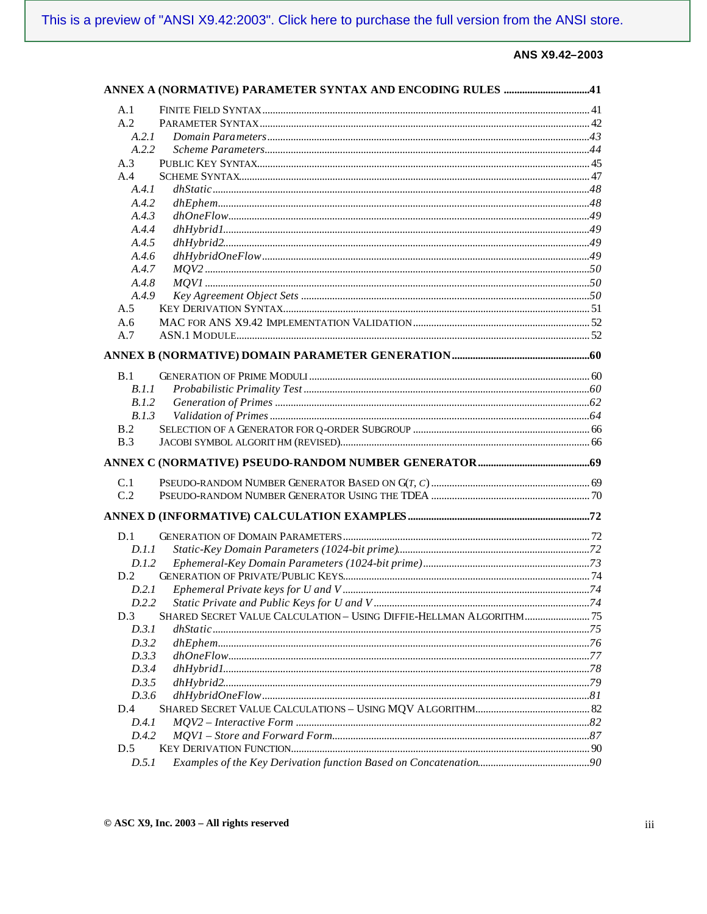This is a preview of "ANSI X9.42:2003". Click here to purchase the full version from the ANSI store.

**ANNEX A (NORMATIVE) PARAMETER SYNTAX AND ENCODING RULES .................................41**

- A.1 FINITE FIELD SYNTAX ........................................ 41
- A.2 PARAMETER SYNTAX ........................................ 42
  - *A.2.1 Domain Parameters ........................................ 43*
  - *A.2.2 Scheme Parameters ........................................ 44*
- A.3 PUBLIC KEY SYNTAX ........................................ 45
- A.4 SCHEME SYNTAX ........................................ 47
  - *A.4.1 dhStatic ........................................ 48*
  - *A.4.2 dhEphem ........................................ 48*
  - *A.4.3 dhOneFlow ........................................ 49*
  - *A.4.4 dhHybrid1 ........................................ 49*
  - *A.4.5 dhHybrid2 ........................................ 49*
  - *A.4.6 dhHybridOneFlow ........................................ 49*
  - *A.4.7 MQV2 ........................................ 50*
  - *A.4.8 MQV1 ........................................ 50*
  - *A.4.9 Key Agreement Object Sets ........................................ 50*
- A.5 KEY DERIVATION SYNTAX ........................................ 51
- A.6 MAC FOR ANS X9.42 IMPLEMENTATION VALIDATION ........................................ 52
- A.7 ASN.1 MODULE ........................................ 52

**ANNEX B (NORMATIVE) DOMAIN PARAMETER GENERATION ........................................60**

- B.1 GENERATION OF PRIME MODULI ........................................ 60
  - *B.1.1 Probabilistic Primality Test ........................................ 60*
  - *B.1.2 Generation of Primes ........................................ 62*
  - *B.1.3 Validation of Primes ........................................ 64*
- B.2 SELECTION OF A GENERATOR FOR Q-ORDER SUBGROUP ........................................ 66
- B.3 JACOBI SYMBOL ALGORITHM (REVISED) ........................................ 66

**ANNEX C (NORMATIVE) PSEUDO-RANDOM NUMBER GENERATOR ........................................69**

- C.1 PSEUDO-RANDOM NUMBER GENERATOR BASED ON G(*T*, *C*) ........................................ 69
- C.2 PSEUDO-RANDOM NUMBER GENERATOR USING THE TDEA ........................................ 70

**ANNEX D (INFORMATIVE) CALCULATION EXAMPLES ........................................72**

- D.1 GENERATION OF DOMAIN PARAMETERS ........................................ 72
  - *D.1.1 Static-Key Domain Parameters (1024-bit prime) ........................................ 72*
  - *D.1.2 Ephemeral-Key Domain Parameters (1024-bit prime) ........................................ 73*
- D.2 GENERATION OF PRIVATE/PUBLIC KEYS ........................................ 74
  - *D.2.1 Ephemeral Private keys for U and V ........................................ 74*
  - *D.2.2 Static Private and Public Keys for U and V ........................................ 74*
- D.3 SHARED SECRET VALUE CALCULATION – USING DIFFIE-HELLMAN ALGORITHM ........................................ 75
  - *D.3.1 dhStatic ........................................ 75*
  - *D.3.2 dhEphem ........................................ 76*
  - *D.3.3 dhOneFlow ........................................ 77*
  - *D.3.4 dhHybrid1 ........................................ 78*
  - *D.3.5 dhHybrid2 ........................................ 79*
  - *D.3.6 dhHybridOneFlow ........................................ 81*
- D.4 SHARED SECRET VALUE CALCULATIONS – USING MQV ALGORITHM ........................................ 82
  - *D.4.1 MQV2 – Interactive Form ........................................ 82*
  - *D.4.2 MQV1 – Store and Forward Form ........................................ 87*
- D.5 KEY DERIVATION FUNCTION ........................................ 90
  - *D.5.1 Examples of the Key Derivation function Based on Concatenation ........................................ 90*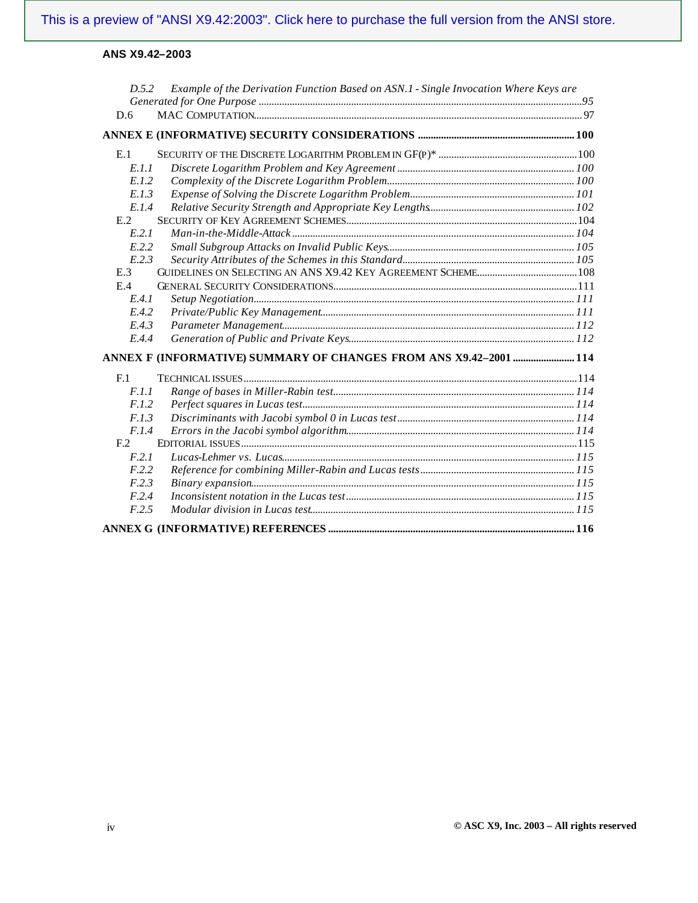*D.5.2 Example of the Derivation Function Based on ASN.1 - Single Invocation Where Keys are Generated for One Purpose* ....95

D.6 MAC COMPUTATION ....97

**ANNEX E (INFORMATIVE) SECURITY CONSIDERATIONS ....100**

E.1 SECURITY OF THE DISCRETE LOGARITHM PROBLEM IN GF(P)* ....100

*E.1.1 Discrete Logarithm Problem and Key Agreement* ....100

*E.1.2 Complexity of the Discrete Logarithm Problem* ....100

*E.1.3 Expense of Solving the Discrete Logarithm Problem* ....101

*E.1.4 Relative Security Strength and Appropriate Key Lengths* ....102

E.2 SECURITY OF KEY AGREEMENT SCHEMES ....104

*E.2.1 Man-in-the-Middle-Attack* ....104

*E.2.2 Small Subgroup Attacks on Invalid Public Keys* ....105

*E.2.3 Security Attributes of the Schemes in this Standard* ....105

E.3 GUIDELINES ON SELECTING AN ANS X9.42 KEY AGREEMENT SCHEME ....108

E.4 GENERAL SECURITY CONSIDERATIONS ....111

*E.4.1 Setup Negotiation* ....111

*E.4.2 Private/Public Key Management* ....111

*E.4.3 Parameter Management* ....112

*E.4.4 Generation of Public and Private Keys* ....112

**ANNEX F (INFORMATIVE) SUMMARY OF CHANGES FROM ANS X9.42–2001 ....114**

F.1 TECHNICAL ISSUES ....114

*F.1.1 Range of bases in Miller-Rabin test* ....114

*F.1.2 Perfect squares in Lucas test* ....114

*F.1.3 Discriminants with Jacobi symbol 0 in Lucas test* ....114

*F.1.4 Errors in the Jacobi symbol algorithm* ....114

F.2 EDITORIAL ISSUES ....115

*F.2.1 Lucas-Lehmer vs. Lucas* ....115

*F.2.2 Reference for combining Miller-Rabin and Lucas tests* ....115

*F.2.3 Binary expansion* ....115

*F.2.4 Inconsistent notation in the Lucas test* ....115

*F.2.5 Modular division in Lucas test* ....115

**ANNEX G (INFORMATIVE) REFERENCES ....116**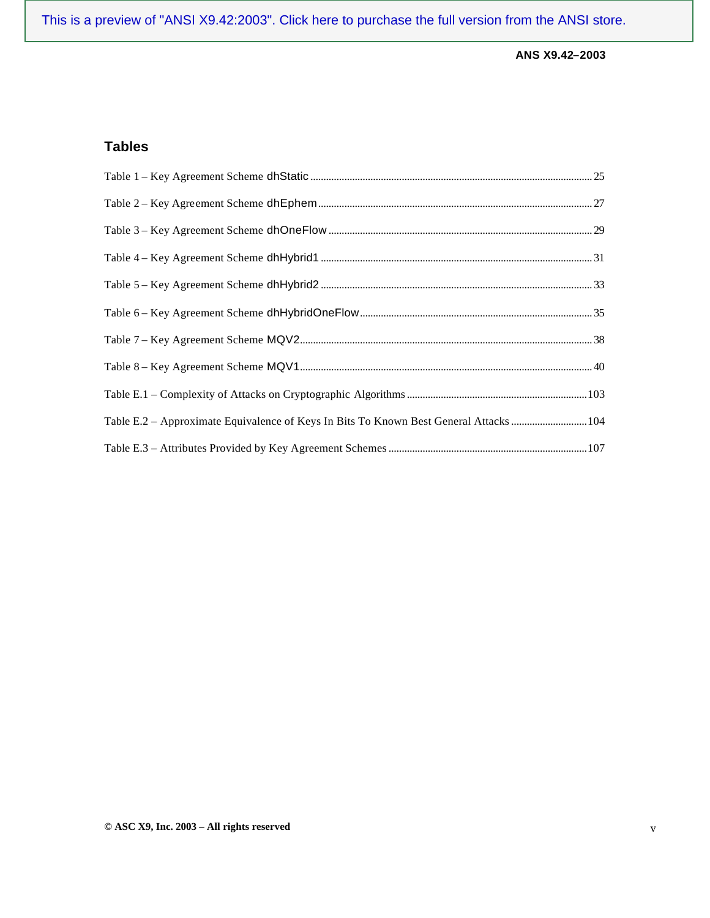## Tables

Table 1 – Key Agreement Scheme dhStatic .......... 25

Table 2 – Key Agreement Scheme dhEphem .......... 27

Table 3 – Key Agreement Scheme dhOneFlow .......... 29

Table 4 – Key Agreement Scheme dhHybrid1 .......... 31

Table 5 – Key Agreement Scheme dhHybrid2 .......... 33

Table 6 – Key Agreement Scheme dhHybridOneFlow .......... 35

Table 7 – Key Agreement Scheme MQV2 .......... 38

Table 8 – Key Agreement Scheme MQV1 .......... 40

Table E.1 – Complexity of Attacks on Cryptographic Algorithms .......... 103

Table E.2 – Approximate Equivalence of Keys In Bits To Known Best General Attacks .......... 104

Table E.3 – Attributes Provided by Key Agreement Schemes .......... 107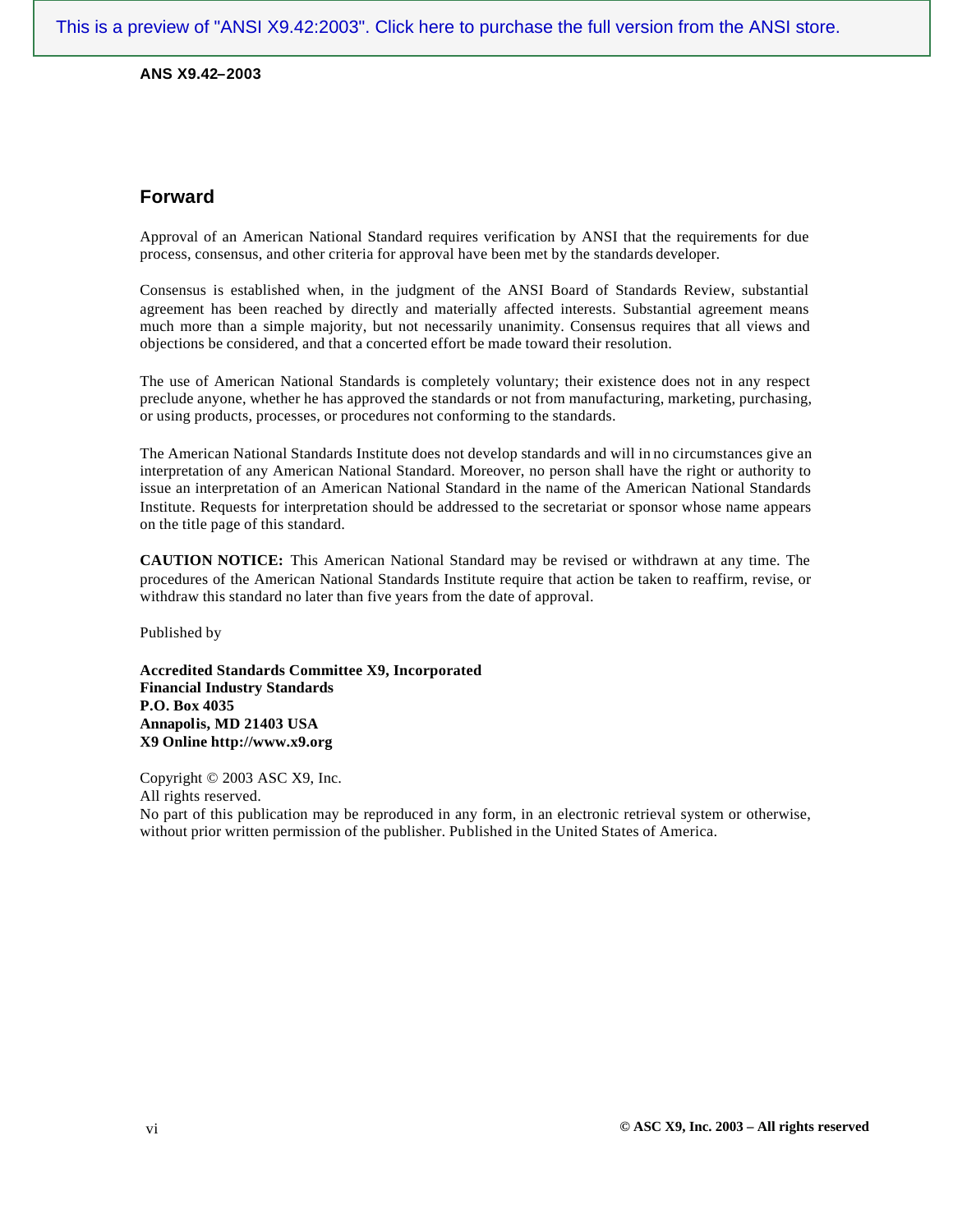## Forward

Approval of an American National Standard requires verification by ANSI that the requirements for due process, consensus, and other criteria for approval have been met by the standards developer.

Consensus is established when, in the judgment of the ANSI Board of Standards Review, substantial agreement has been reached by directly and materially affected interests. Substantial agreement means much more than a simple majority, but not necessarily unanimity. Consensus requires that all views and objections be considered, and that a concerted effort be made toward their resolution.

The use of American National Standards is completely voluntary; their existence does not in any respect preclude anyone, whether he has approved the standards or not from manufacturing, marketing, purchasing, or using products, processes, or procedures not conforming to the standards.

The American National Standards Institute does not develop standards and will in no circumstances give an interpretation of any American National Standard. Moreover, no person shall have the right or authority to issue an interpretation of an American National Standard in the name of the American National Standards Institute. Requests for interpretation should be addressed to the secretariat or sponsor whose name appears on the title page of this standard.

**CAUTION NOTICE:** This American National Standard may be revised or withdrawn at any time. The procedures of the American National Standards Institute require that action be taken to reaffirm, revise, or withdraw this standard no later than five years from the date of approval.

Published by

**Accredited Standards Committee X9, Incorporated**
**Financial Industry Standards**
**P.O. Box 4035**
**Annapolis, MD 21403 USA**
**X9 Online http://www.x9.org**

Copyright © 2003 ASC X9, Inc.
All rights reserved.
No part of this publication may be reproduced in any form, in an electronic retrieval system or otherwise, without prior written permission of the publisher. Published in the United States of America.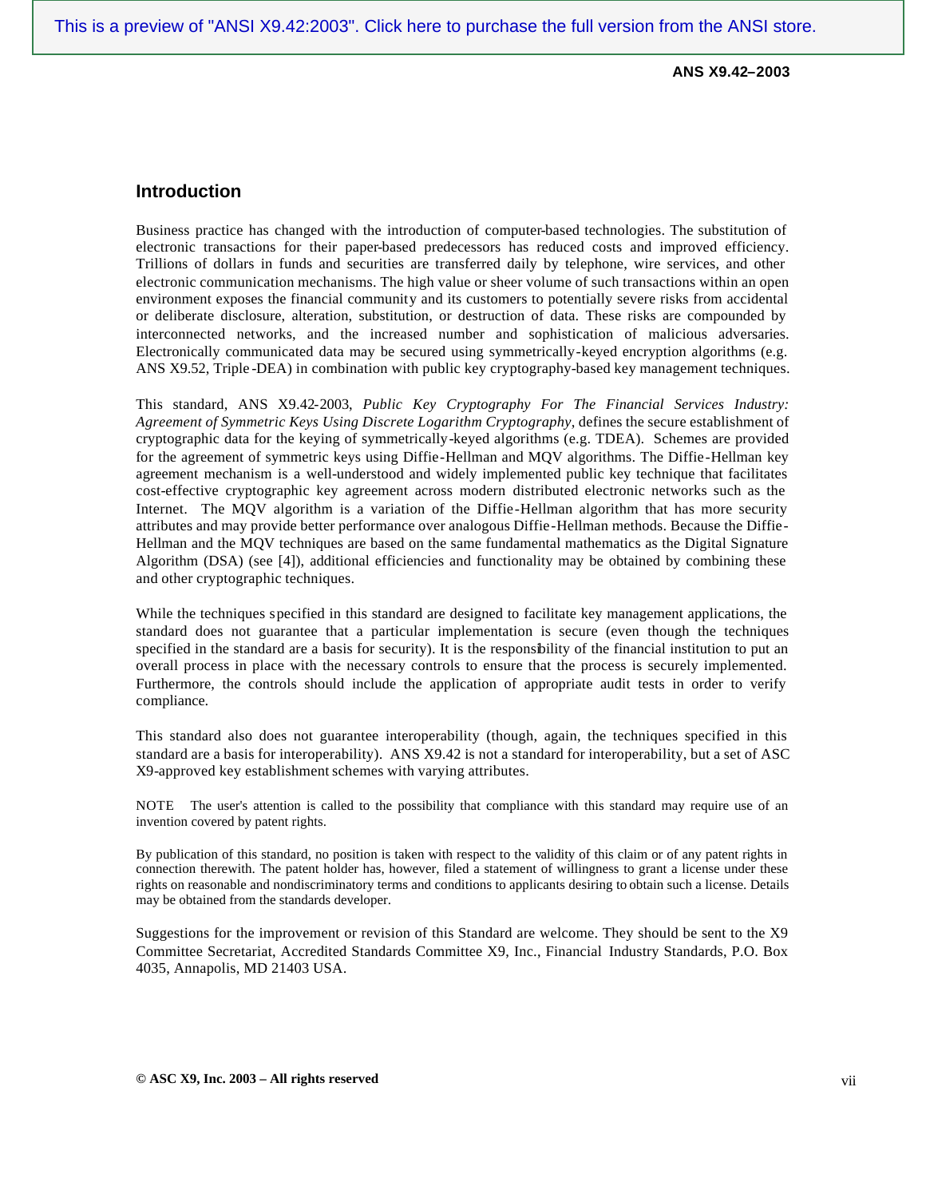## Introduction

Business practice has changed with the introduction of computer-based technologies. The substitution of electronic transactions for their paper-based predecessors has reduced costs and improved efficiency. Trillions of dollars in funds and securities are transferred daily by telephone, wire services, and other electronic communication mechanisms. The high value or sheer volume of such transactions within an open environment exposes the financial community and its customers to potentially severe risks from accidental or deliberate disclosure, alteration, substitution, or destruction of data. These risks are compounded by interconnected networks, and the increased number and sophistication of malicious adversaries. Electronically communicated data may be secured using symmetrically-keyed encryption algorithms (e.g. ANS X9.52, Triple-DEA) in combination with public key cryptography-based key management techniques.

This standard, ANS X9.42-2003, *Public Key Cryptography For The Financial Services Industry: Agreement of Symmetric Keys Using Discrete Logarithm Cryptography*, defines the secure establishment of cryptographic data for the keying of symmetrically-keyed algorithms (e.g. TDEA). Schemes are provided for the agreement of symmetric keys using Diffie-Hellman and MQV algorithms. The Diffie-Hellman key agreement mechanism is a well-understood and widely implemented public key technique that facilitates cost-effective cryptographic key agreement across modern distributed electronic networks such as the Internet. The MQV algorithm is a variation of the Diffie-Hellman algorithm that has more security attributes and may provide better performance over analogous Diffie-Hellman methods. Because the Diffie-Hellman and the MQV techniques are based on the same fundamental mathematics as the Digital Signature Algorithm (DSA) (see [4]), additional efficiencies and functionality may be obtained by combining these and other cryptographic techniques.

While the techniques specified in this standard are designed to facilitate key management applications, the standard does not guarantee that a particular implementation is secure (even though the techniques specified in the standard are a basis for security). It is the responsibility of the financial institution to put an overall process in place with the necessary controls to ensure that the process is securely implemented. Furthermore, the controls should include the application of appropriate audit tests in order to verify compliance.

This standard also does not guarantee interoperability (though, again, the techniques specified in this standard are a basis for interoperability). ANS X9.42 is not a standard for interoperability, but a set of ASC X9-approved key establishment schemes with varying attributes.

NOTE The user's attention is called to the possibility that compliance with this standard may require use of an invention covered by patent rights.

By publication of this standard, no position is taken with respect to the validity of this claim or of any patent rights in connection therewith. The patent holder has, however, filed a statement of willingness to grant a license under these rights on reasonable and nondiscriminatory terms and conditions to applicants desiring to obtain such a license. Details may be obtained from the standards developer.

Suggestions for the improvement or revision of this Standard are welcome. They should be sent to the X9 Committee Secretariat, Accredited Standards Committee X9, Inc., Financial Industry Standards, P.O. Box 4035, Annapolis, MD 21403 USA.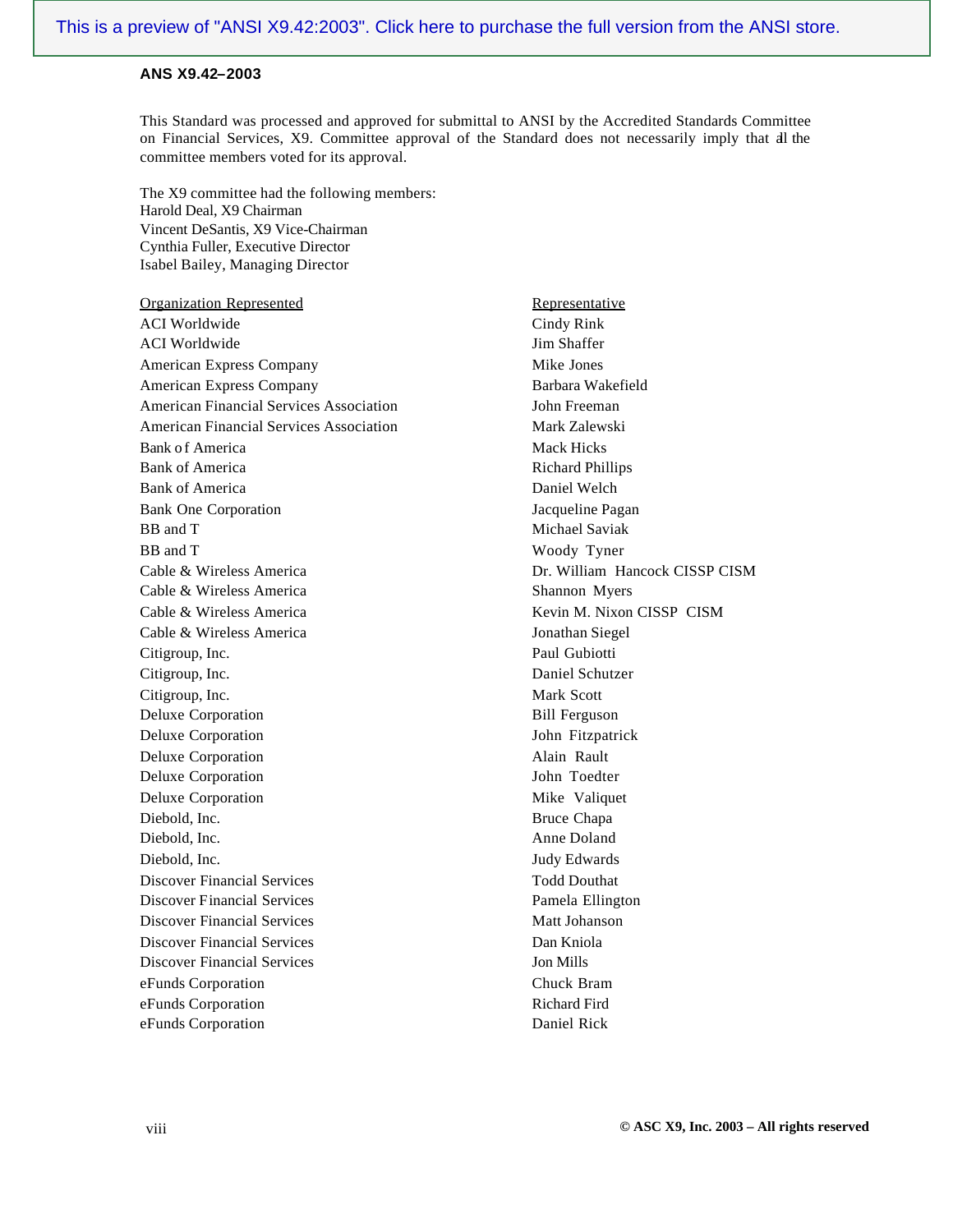**ANS X9.42–2003**

This Standard was processed and approved for submittal to ANSI by the Accredited Standards Committee on Financial Services, X9. Committee approval of the Standard does not necessarily imply that all the committee members voted for its approval.

The X9 committee had the following members:
Harold Deal, X9 Chairman
Vincent DeSantis, X9 Vice-Chairman
Cynthia Fuller, Executive Director
Isabel Bailey, Managing Director

| Organization Represented | Representative |
|---|---|
| ACI Worldwide | Cindy Rink |
| ACI Worldwide | Jim Shaffer |
| American Express Company | Mike Jones |
| American Express Company | Barbara Wakefield |
| American Financial Services Association | John Freeman |
| American Financial Services Association | Mark Zalewski |
| Bank of America | Mack Hicks |
| Bank of America | Richard Phillips |
| Bank of America | Daniel Welch |
| Bank One Corporation | Jacqueline Pagan |
| BB and T | Michael Saviak |
| BB and T | Woody Tyner |
| Cable & Wireless America | Dr. William Hancock CISSP CISM |
| Cable & Wireless America | Shannon Myers |
| Cable & Wireless America | Kevin M. Nixon CISSP CISM |
| Cable & Wireless America | Jonathan Siegel |
| Citigroup, Inc. | Paul Gubiotti |
| Citigroup, Inc. | Daniel Schutzer |
| Citigroup, Inc. | Mark Scott |
| Deluxe Corporation | Bill Ferguson |
| Deluxe Corporation | John Fitzpatrick |
| Deluxe Corporation | Alain Rault |
| Deluxe Corporation | John Toedter |
| Deluxe Corporation | Mike Valiquet |
| Diebold, Inc. | Bruce Chapa |
| Diebold, Inc. | Anne Doland |
| Diebold, Inc. | Judy Edwards |
| Discover Financial Services | Todd Douthat |
| Discover Financial Services | Pamela Ellington |
| Discover Financial Services | Matt Johanson |
| Discover Financial Services | Dan Kniola |
| Discover Financial Services | Jon Mills |
| eFunds Corporation | Chuck Bram |
| eFunds Corporation | Richard Fird |
| eFunds Corporation | Daniel Rick |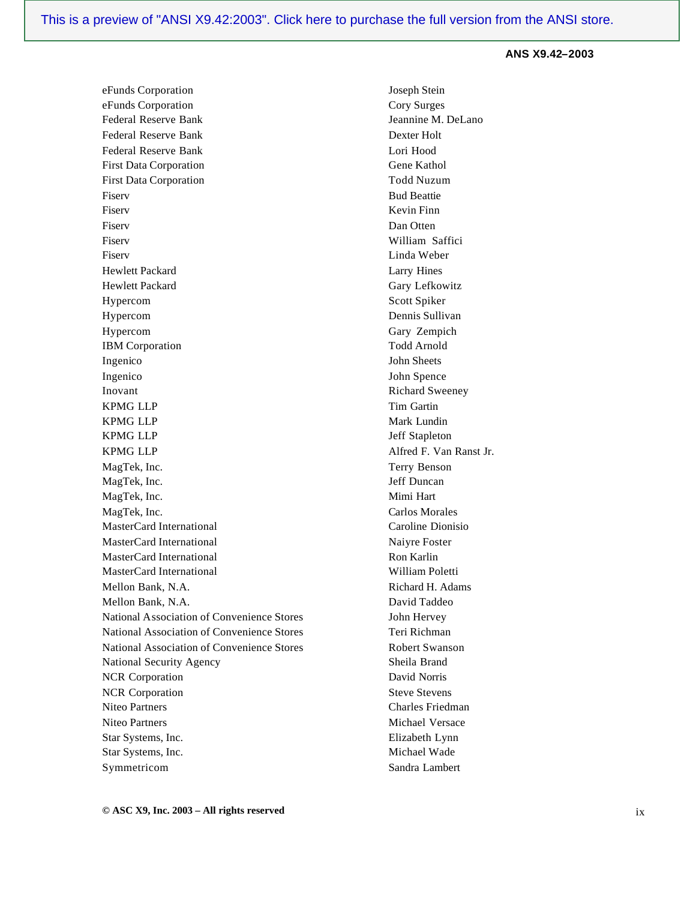| | |
|---|---|
| eFunds Corporation | Joseph Stein |
| eFunds Corporation | Cory Surges |
| Federal Reserve Bank | Jeannine M. DeLano |
| Federal Reserve Bank | Dexter Holt |
| Federal Reserve Bank | Lori Hood |
| First Data Corporation | Gene Kathol |
| First Data Corporation | Todd Nuzum |
| Fiserv | Bud Beattie |
| Fiserv | Kevin Finn |
| Fiserv | Dan Otten |
| Fiserv | William Saffici |
| Fiserv | Linda Weber |
| Hewlett Packard | Larry Hines |
| Hewlett Packard | Gary Lefkowitz |
| Hypercom | Scott Spiker |
| Hypercom | Dennis Sullivan |
| Hypercom | Gary Zempich |
| IBM Corporation | Todd Arnold |
| Ingenico | John Sheets |
| Ingenico | John Spence |
| Inovant | Richard Sweeney |
| KPMG LLP | Tim Gartin |
| KPMG LLP | Mark Lundin |
| KPMG LLP | Jeff Stapleton |
| KPMG LLP | Alfred F. Van Ranst Jr. |
| MagTek, Inc. | Terry Benson |
| MagTek, Inc. | Jeff Duncan |
| MagTek, Inc. | Mimi Hart |
| MagTek, Inc. | Carlos Morales |
| MasterCard International | Caroline Dionisio |
| MasterCard International | Naiyre Foster |
| MasterCard International | Ron Karlin |
| MasterCard International | William Poletti |
| Mellon Bank, N.A. | Richard H. Adams |
| Mellon Bank, N.A. | David Taddeo |
| National Association of Convenience Stores | John Hervey |
| National Association of Convenience Stores | Teri Richman |
| National Association of Convenience Stores | Robert Swanson |
| National Security Agency | Sheila Brand |
| NCR Corporation | David Norris |
| NCR Corporation | Steve Stevens |
| Niteo Partners | Charles Friedman |
| Niteo Partners | Michael Versace |
| Star Systems, Inc. | Elizabeth Lynn |
| Star Systems, Inc. | Michael Wade |
| Symmetricom | Sandra Lambert |

**© ASC X9, Inc. 2003 – All rights reserved**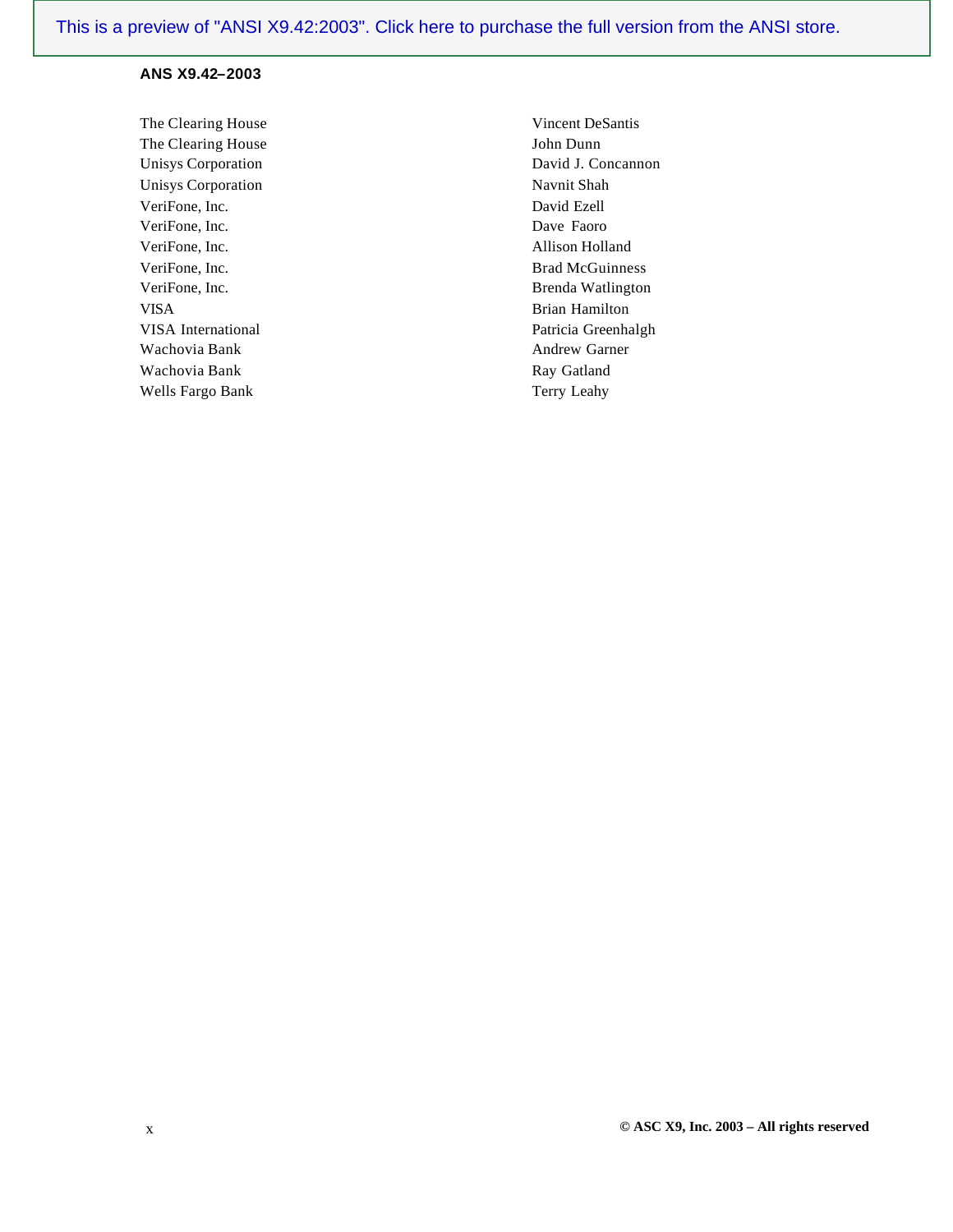| | |
|---|---|
| The Clearing House | Vincent DeSantis |
| The Clearing House | John Dunn |
| Unisys Corporation | David J. Concannon |
| Unisys Corporation | Navnit Shah |
| VeriFone, Inc. | David Ezell |
| VeriFone, Inc. | Dave Faoro |
| VeriFone, Inc. | Allison Holland |
| VeriFone, Inc. | Brad McGuinness |
| VeriFone, Inc. | Brenda Watlington |
| VISA | Brian Hamilton |
| VISA International | Patricia Greenhalgh |
| Wachovia Bank | Andrew Garner |
| Wachovia Bank | Ray Gatland |
| Wells Fargo Bank | Terry Leahy |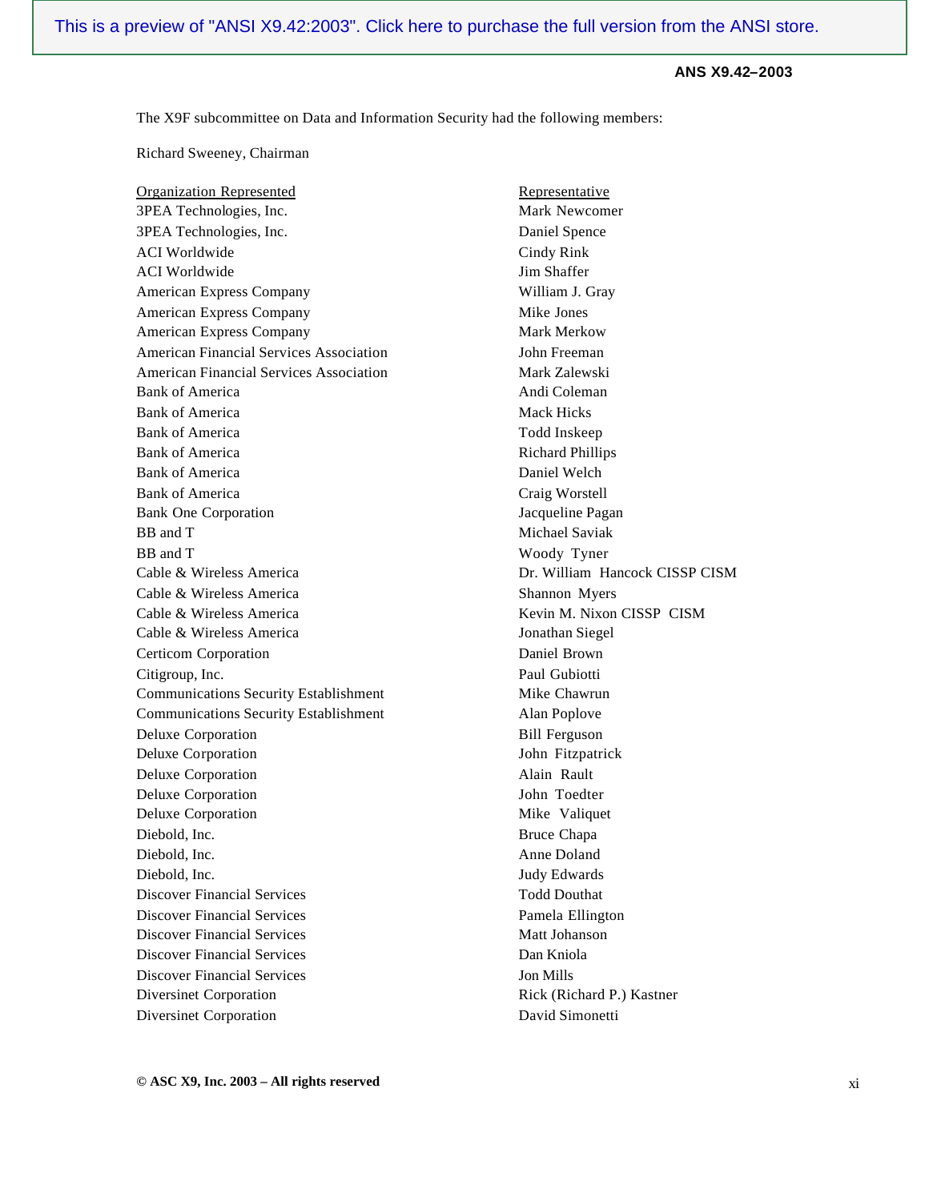The X9F subcommittee on Data and Information Security had the following members:

Richard Sweeney, Chairman

| Organization Represented | Representative |
| --- | --- |
| 3PEA Technologies, Inc. | Mark Newcomer |
| 3PEA Technologies, Inc. | Daniel Spence |
| ACI Worldwide | Cindy Rink |
| ACI Worldwide | Jim Shaffer |
| American Express Company | William J. Gray |
| American Express Company | Mike Jones |
| American Express Company | Mark Merkow |
| American Financial Services Association | John Freeman |
| American Financial Services Association | Mark Zalewski |
| Bank of America | Andi Coleman |
| Bank of America | Mack Hicks |
| Bank of America | Todd Inskeep |
| Bank of America | Richard Phillips |
| Bank of America | Daniel Welch |
| Bank of America | Craig Worstell |
| Bank One Corporation | Jacqueline Pagan |
| BB and T | Michael Saviak |
| BB and T | Woody Tyner |
| Cable & Wireless America | Dr. William Hancock CISSP CISM |
| Cable & Wireless America | Shannon Myers |
| Cable & Wireless America | Kevin M. Nixon CISSP CISM |
| Cable & Wireless America | Jonathan Siegel |
| Certicom Corporation | Daniel Brown |
| Citigroup, Inc. | Paul Gubiotti |
| Communications Security Establishment | Mike Chawrun |
| Communications Security Establishment | Alan Poplove |
| Deluxe Corporation | Bill Ferguson |
| Deluxe Corporation | John Fitzpatrick |
| Deluxe Corporation | Alain Rault |
| Deluxe Corporation | John Toedter |
| Deluxe Corporation | Mike Valiquet |
| Diebold, Inc. | Bruce Chapa |
| Diebold, Inc. | Anne Doland |
| Diebold, Inc. | Judy Edwards |
| Discover Financial Services | Todd Douthat |
| Discover Financial Services | Pamela Ellington |
| Discover Financial Services | Matt Johanson |
| Discover Financial Services | Dan Kniola |
| Discover Financial Services | Jon Mills |
| Diversinet Corporation | Rick (Richard P.) Kastner |
| Diversinet Corporation | David Simonetti |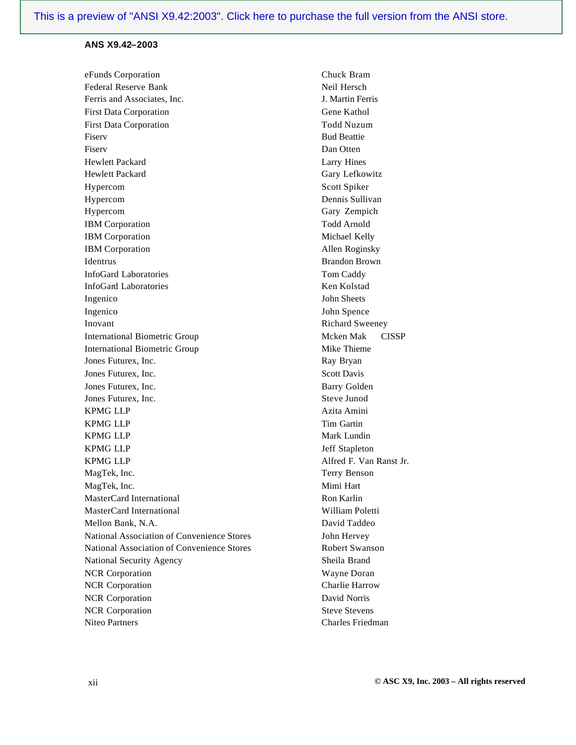| | |
|---|---|
| eFunds Corporation | Chuck Bram |
| Federal Reserve Bank | Neil Hersch |
| Ferris and Associates, Inc. | J. Martin Ferris |
| First Data Corporation | Gene Kathol |
| First Data Corporation | Todd Nuzum |
| Fiserv | Bud Beattie |
| Fiserv | Dan Otten |
| Hewlett Packard | Larry Hines |
| Hewlett Packard | Gary Lefkowitz |
| Hypercom | Scott Spiker |
| Hypercom | Dennis Sullivan |
| Hypercom | Gary Zempich |
| IBM Corporation | Todd Arnold |
| IBM Corporation | Michael Kelly |
| IBM Corporation | Allen Roginsky |
| Identrus | Brandon Brown |
| InfoGard Laboratories | Tom Caddy |
| InfoGard Laboratories | Ken Kolstad |
| Ingenico | John Sheets |
| Ingenico | John Spence |
| Inovant | Richard Sweeney |
| International Biometric Group | Mcken Mak CISSP |
| International Biometric Group | Mike Thieme |
| Jones Futurex, Inc. | Ray Bryan |
| Jones Futurex, Inc. | Scott Davis |
| Jones Futurex, Inc. | Barry Golden |
| Jones Futurex, Inc. | Steve Junod |
| KPMG LLP | Azita Amini |
| KPMG LLP | Tim Gartin |
| KPMG LLP | Mark Lundin |
| KPMG LLP | Jeff Stapleton |
| KPMG LLP | Alfred F. Van Ranst Jr. |
| MagTek, Inc. | Terry Benson |
| MagTek, Inc. | Mimi Hart |
| MasterCard International | Ron Karlin |
| MasterCard International | William Poletti |
| Mellon Bank, N.A. | David Taddeo |
| National Association of Convenience Stores | John Hervey |
| National Association of Convenience Stores | Robert Swanson |
| National Security Agency | Sheila Brand |
| NCR Corporation | Wayne Doran |
| NCR Corporation | Charlie Harrow |
| NCR Corporation | David Norris |
| NCR Corporation | Steve Stevens |
| Niteo Partners | Charles Friedman |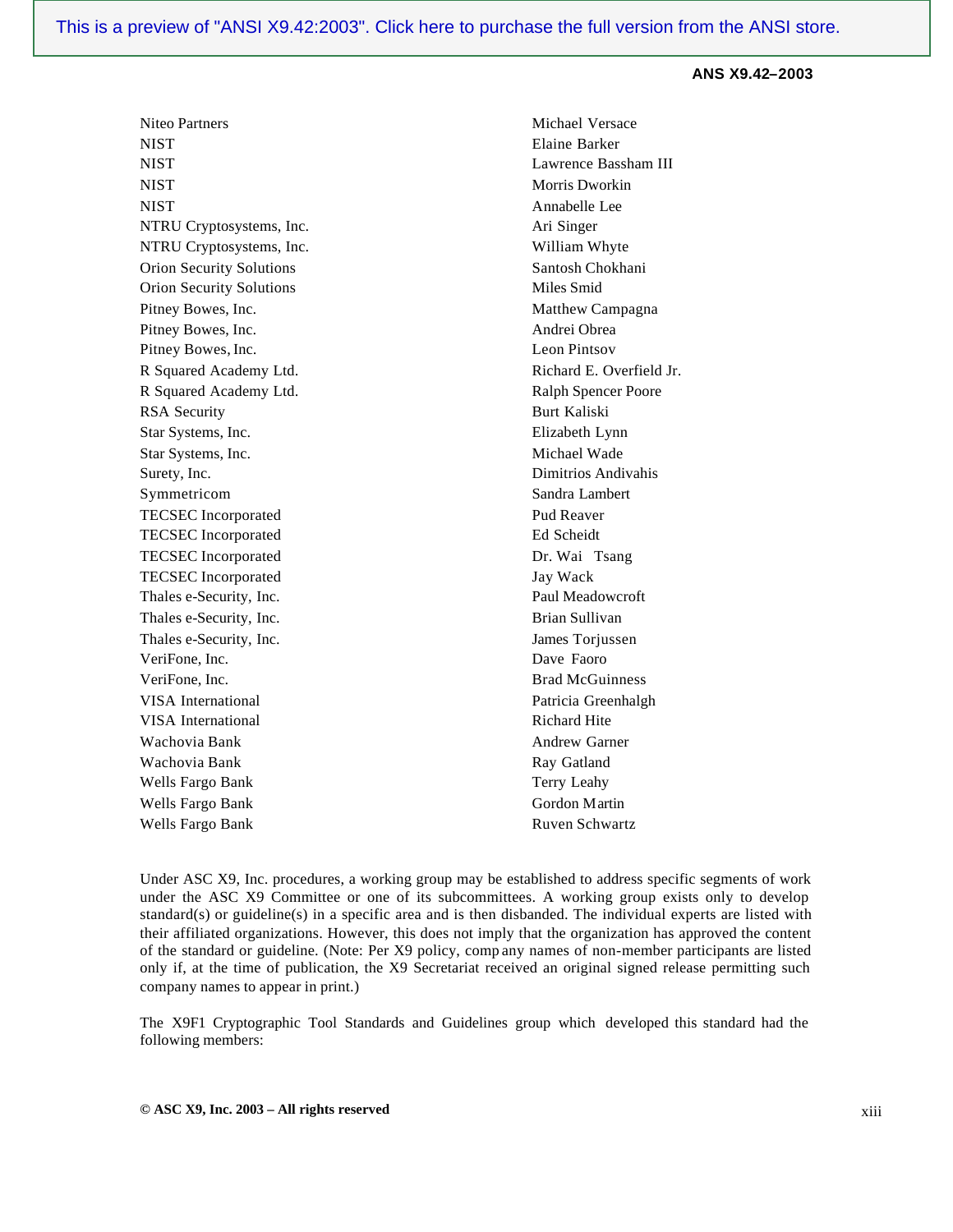| | |
|---|---|
| Niteo Partners | Michael Versace |
| NIST | Elaine Barker |
| NIST | Lawrence Bassham III |
| NIST | Morris Dworkin |
| NIST | Annabelle Lee |
| NTRU Cryptosystems, Inc. | Ari Singer |
| NTRU Cryptosystems, Inc. | William Whyte |
| Orion Security Solutions | Santosh Chokhani |
| Orion Security Solutions | Miles Smid |
| Pitney Bowes, Inc. | Matthew Campagna |
| Pitney Bowes, Inc. | Andrei Obrea |
| Pitney Bowes, Inc. | Leon Pintsov |
| R Squared Academy Ltd. | Richard E. Overfield Jr. |
| R Squared Academy Ltd. | Ralph Spencer Poore |
| RSA Security | Burt Kaliski |
| Star Systems, Inc. | Elizabeth Lynn |
| Star Systems, Inc. | Michael Wade |
| Surety, Inc. | Dimitrios Andivahis |
| Symmetricom | Sandra Lambert |
| TECSEC Incorporated | Pud Reaver |
| TECSEC Incorporated | Ed Scheidt |
| TECSEC Incorporated | Dr. Wai Tsang |
| TECSEC Incorporated | Jay Wack |
| Thales e-Security, Inc. | Paul Meadowcroft |
| Thales e-Security, Inc. | Brian Sullivan |
| Thales e-Security, Inc. | James Torjussen |
| VeriFone, Inc. | Dave Faoro |
| VeriFone, Inc. | Brad McGuinness |
| VISA International | Patricia Greenhalgh |
| VISA International | Richard Hite |
| Wachovia Bank | Andrew Garner |
| Wachovia Bank | Ray Gatland |
| Wells Fargo Bank | Terry Leahy |
| Wells Fargo Bank | Gordon Martin |
| Wells Fargo Bank | Ruven Schwartz |

Under ASC X9, Inc. procedures, a working group may be established to address specific segments of work under the ASC X9 Committee or one of its subcommittees. A working group exists only to develop standard(s) or guideline(s) in a specific area and is then disbanded. The individual experts are listed with their affiliated organizations. However, this does not imply that the organization has approved the content of the standard or guideline. (Note: Per X9 policy, company names of non-member participants are listed only if, at the time of publication, the X9 Secretariat received an original signed release permitting such company names to appear in print.)

The X9F1 Cryptographic Tool Standards and Guidelines group which developed this standard had the following members: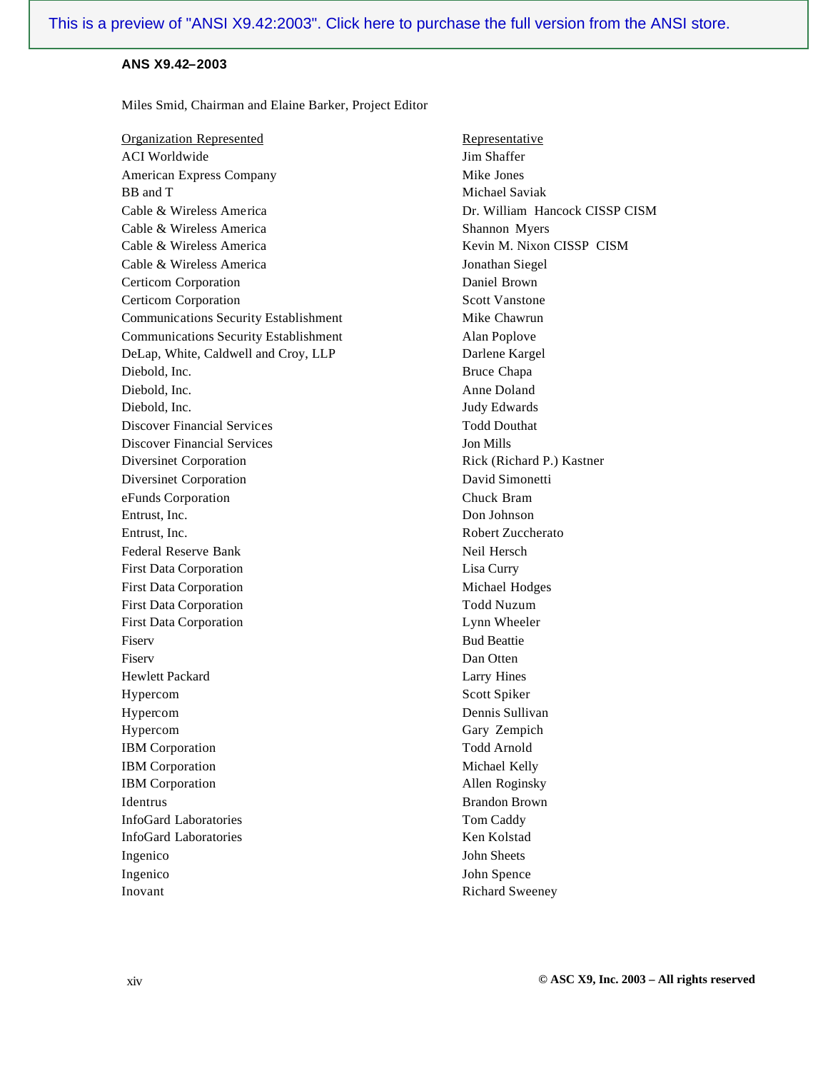Miles Smid, Chairman and Elaine Barker, Project Editor

| Organization Represented | Representative |
| --- | --- |
| ACI Worldwide | Jim Shaffer |
| American Express Company | Mike Jones |
| BB and T | Michael Saviak |
| Cable & Wireless America | Dr. William Hancock CISSP CISM |
| Cable & Wireless America | Shannon Myers |
| Cable & Wireless America | Kevin M. Nixon CISSP CISM |
| Cable & Wireless America | Jonathan Siegel |
| Certicom Corporation | Daniel Brown |
| Certicom Corporation | Scott Vanstone |
| Communications Security Establishment | Mike Chawrun |
| Communications Security Establishment | Alan Poplove |
| DeLap, White, Caldwell and Croy, LLP | Darlene Kargel |
| Diebold, Inc. | Bruce Chapa |
| Diebold, Inc. | Anne Doland |
| Diebold, Inc. | Judy Edwards |
| Discover Financial Services | Todd Douthat |
| Discover Financial Services | Jon Mills |
| Diversinet Corporation | Rick (Richard P.) Kastner |
| Diversinet Corporation | David Simonetti |
| eFunds Corporation | Chuck Bram |
| Entrust, Inc. | Don Johnson |
| Entrust, Inc. | Robert Zuccherato |
| Federal Reserve Bank | Neil Hersch |
| First Data Corporation | Lisa Curry |
| First Data Corporation | Michael Hodges |
| First Data Corporation | Todd Nuzum |
| First Data Corporation | Lynn Wheeler |
| Fiserv | Bud Beattie |
| Fiserv | Dan Otten |
| Hewlett Packard | Larry Hines |
| Hypercom | Scott Spiker |
| Hypercom | Dennis Sullivan |
| Hypercom | Gary Zempich |
| IBM Corporation | Todd Arnold |
| IBM Corporation | Michael Kelly |
| IBM Corporation | Allen Roginsky |
| Identrus | Brandon Brown |
| InfoGard Laboratories | Tom Caddy |
| InfoGard Laboratories | Ken Kolstad |
| Ingenico | John Sheets |
| Ingenico | John Spence |
| Inovant | Richard Sweeney |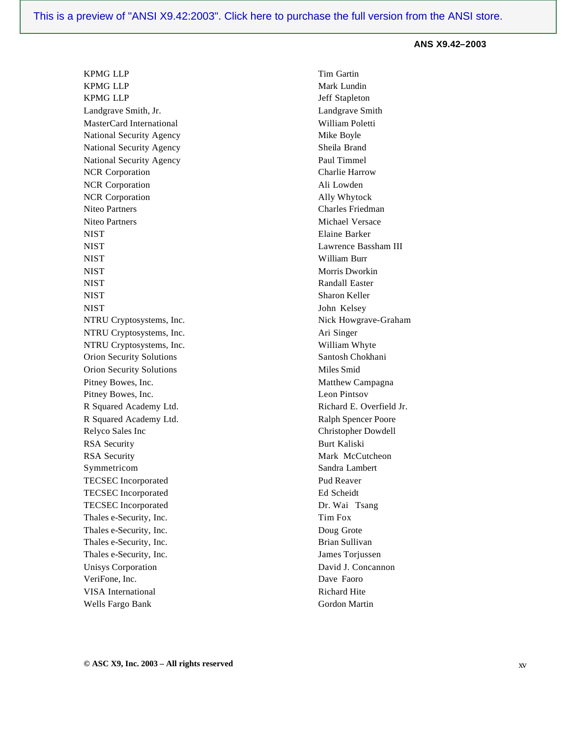| | |
|---|---|
| KPMG LLP | Tim Gartin |
| KPMG LLP | Mark Lundin |
| KPMG LLP | Jeff Stapleton |
| Landgrave Smith, Jr. | Landgrave Smith |
| MasterCard International | William Poletti |
| National Security Agency | Mike Boyle |
| National Security Agency | Sheila Brand |
| National Security Agency | Paul Timmel |
| NCR Corporation | Charlie Harrow |
| NCR Corporation | Ali Lowden |
| NCR Corporation | Ally Whytock |
| Niteo Partners | Charles Friedman |
| Niteo Partners | Michael Versace |
| NIST | Elaine Barker |
| NIST | Lawrence Bassham III |
| NIST | William Burr |
| NIST | Morris Dworkin |
| NIST | Randall Easter |
| NIST | Sharon Keller |
| NIST | John Kelsey |
| NTRU Cryptosystems, Inc. | Nick Howgrave-Graham |
| NTRU Cryptosystems, Inc. | Ari Singer |
| NTRU Cryptosystems, Inc. | William Whyte |
| Orion Security Solutions | Santosh Chokhani |
| Orion Security Solutions | Miles Smid |
| Pitney Bowes, Inc. | Matthew Campagna |
| Pitney Bowes, Inc. | Leon Pintsov |
| R Squared Academy Ltd. | Richard E. Overfield Jr. |
| R Squared Academy Ltd. | Ralph Spencer Poore |
| Relyco Sales Inc | Christopher Dowdell |
| RSA Security | Burt Kaliski |
| RSA Security | Mark McCutcheon |
| Symmetricom | Sandra Lambert |
| TECSEC Incorporated | Pud Reaver |
| TECSEC Incorporated | Ed Scheidt |
| TECSEC Incorporated | Dr. Wai Tsang |
| Thales e-Security, Inc. | Tim Fox |
| Thales e-Security, Inc. | Doug Grote |
| Thales e-Security, Inc. | Brian Sullivan |
| Thales e-Security, Inc. | James Torjussen |
| Unisys Corporation | David J. Concannon |
| VeriFone, Inc. | Dave Faoro |
| VISA International | Richard Hite |
| Wells Fargo Bank | Gordon Martin |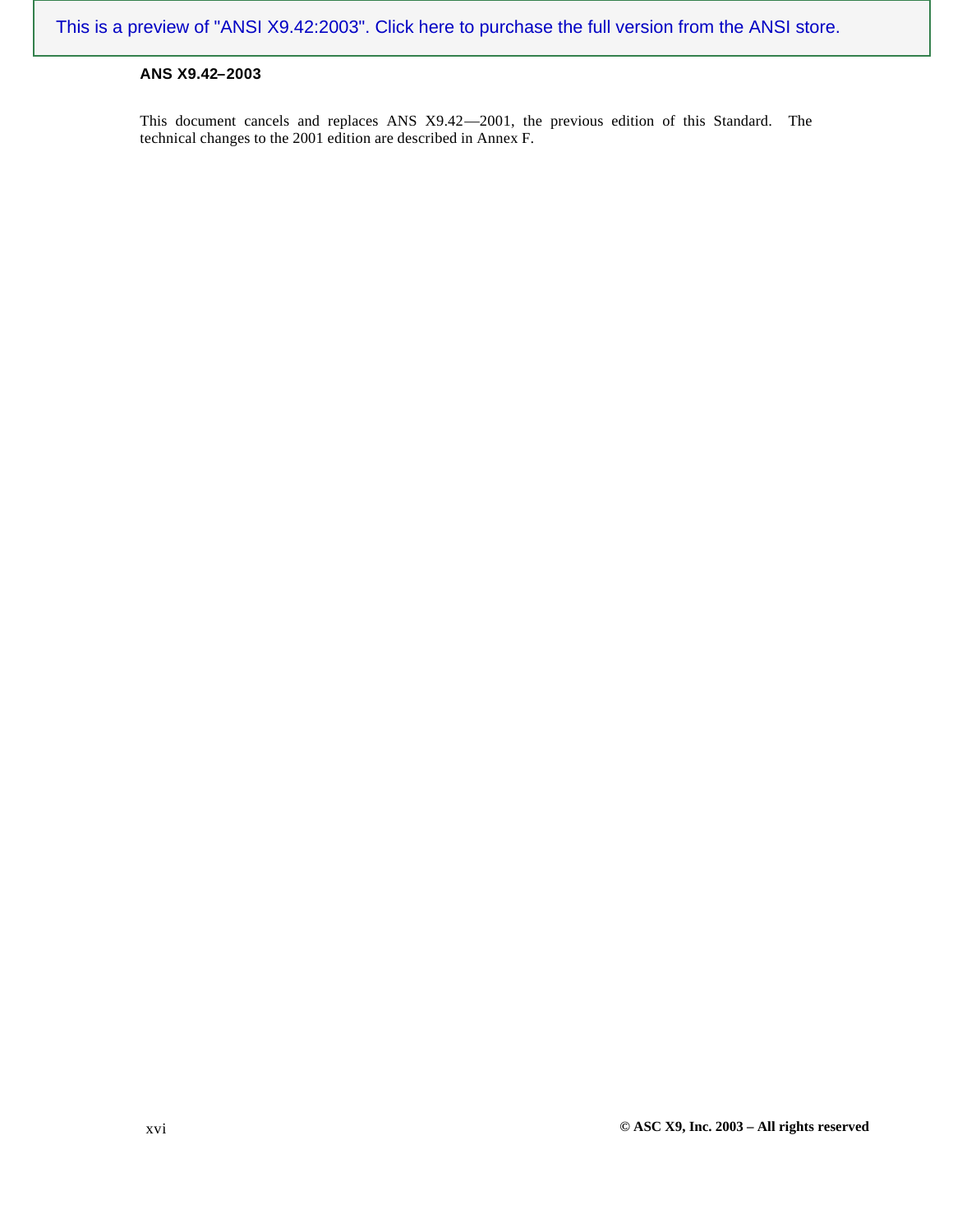This document cancels and replaces ANS X9.42—2001, the previous edition of this Standard. The technical changes to the 2001 edition are described in Annex F.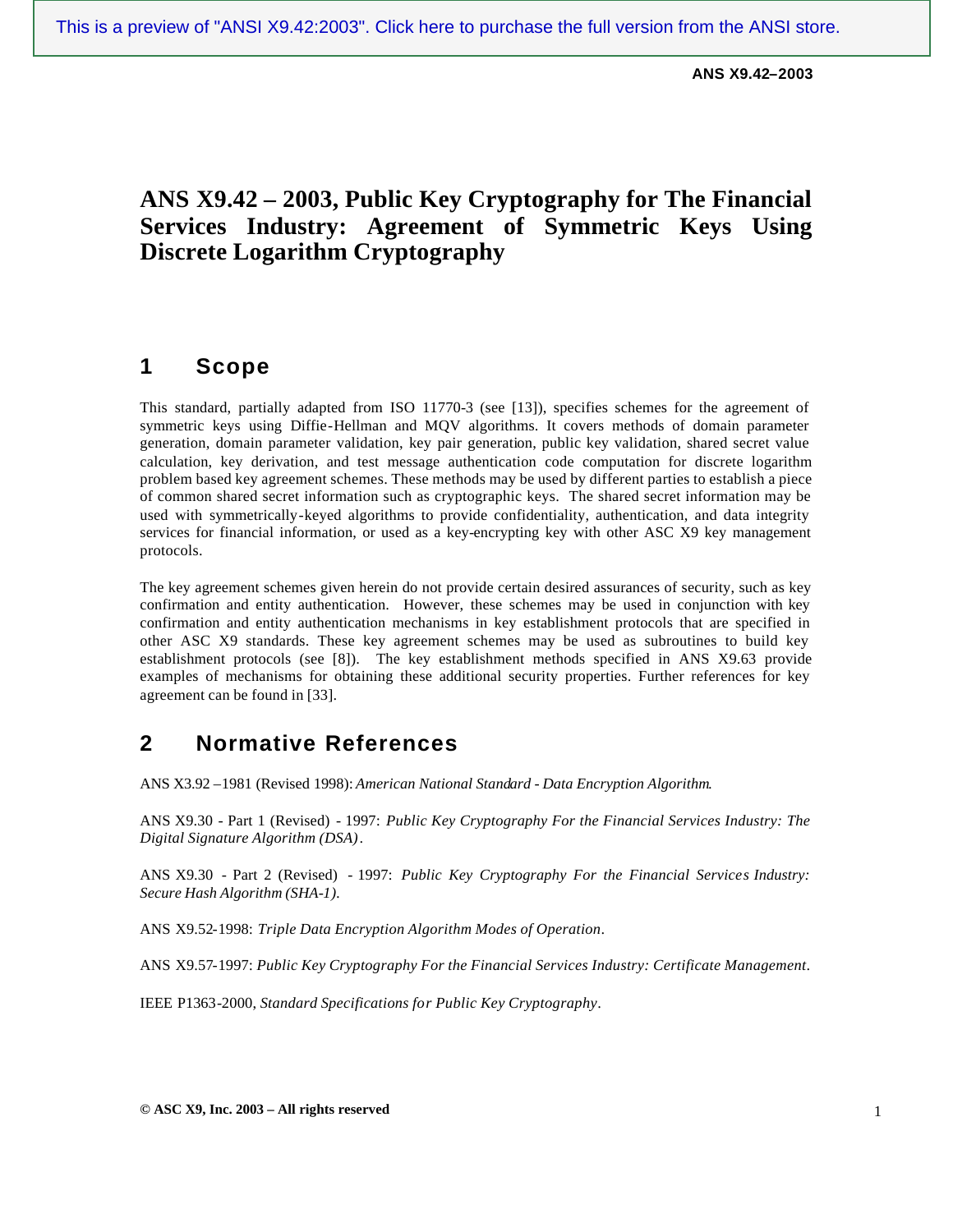# ANS X9.42 – 2003, Public Key Cryptography for The Financial Services Industry: Agreement of Symmetric Keys Using Discrete Logarithm Cryptography

## 1 Scope

This standard, partially adapted from ISO 11770-3 (see [13]), specifies schemes for the agreement of symmetric keys using Diffie-Hellman and MQV algorithms. It covers methods of domain parameter generation, domain parameter validation, key pair generation, public key validation, shared secret value calculation, key derivation, and test message authentication code computation for discrete logarithm problem based key agreement schemes. These methods may be used by different parties to establish a piece of common shared secret information such as cryptographic keys. The shared secret information may be used with symmetrically-keyed algorithms to provide confidentiality, authentication, and data integrity services for financial information, or used as a key-encrypting key with other ASC X9 key management protocols.

The key agreement schemes given herein do not provide certain desired assurances of security, such as key confirmation and entity authentication. However, these schemes may be used in conjunction with key confirmation and entity authentication mechanisms in key establishment protocols that are specified in other ASC X9 standards. These key agreement schemes may be used as subroutines to build key establishment protocols (see [8]). The key establishment methods specified in ANS X9.63 provide examples of mechanisms for obtaining these additional security properties. Further references for key agreement can be found in [33].

## 2 Normative References

ANS X3.92 –1981 (Revised 1998): *American National Standard - Data Encryption Algorithm*.

ANS X9.30 - Part 1 (Revised) - 1997: *Public Key Cryptography For the Financial Services Industry: The Digital Signature Algorithm (DSA)*.

ANS X9.30 - Part 2 (Revised) - 1997: *Public Key Cryptography For the Financial Services Industry: Secure Hash Algorithm (SHA-1)*.

ANS X9.52-1998: *Triple Data Encryption Algorithm Modes of Operation*.

ANS X9.57-1997: *Public Key Cryptography For the Financial Services Industry: Certificate Management*.

IEEE P1363-2000, *Standard Specifications for Public Key Cryptography*.